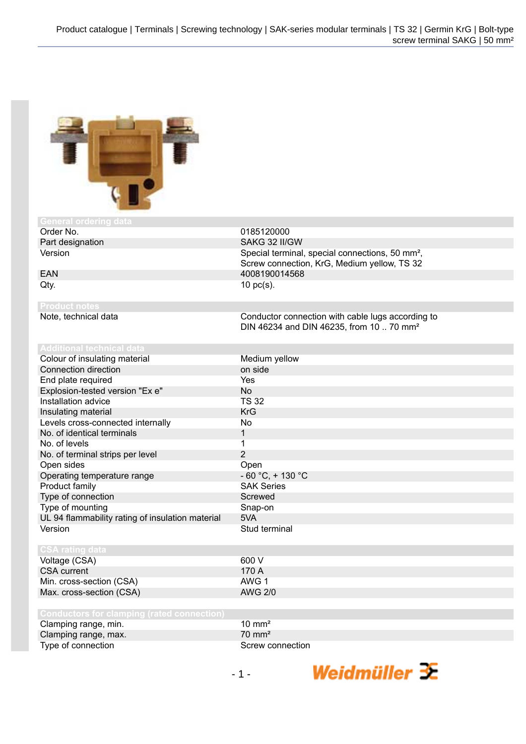## General ordering data

| | |
|---|---|
| Order No. | 0185120000 |
| Part designation | SAKG 32 II/GW |
| Version | Special terminal, special connections, 50 mm², Screw connection, KrG, Medium yellow, TS 32 |
| EAN | 4008190014568 |
| Qty. | 10 pc(s). |

## Product notes

| | |
|---|---|
| Note, technical data | Conductor connection with cable lugs according to DIN 46234 and DIN 46235, from 10 .. 70 mm² |

## Additional technical data

| | |
|---|---|
| Colour of insulating material | Medium yellow |
| Connection direction | on side |
| End plate required | Yes |
| Explosion-tested version "Ex e" | No |
| Installation advice | TS 32 |
| Insulating material | KrG |
| Levels cross-connected internally | No |
| No. of identical terminals | 1 |
| No. of levels | 1 |
| No. of terminal strips per level | 2 |
| Open sides | Open |
| Operating temperature range | - 60 °C, + 130 °C |
| Product family | SAK Series |
| Type of connection | Screwed |
| Type of mounting | Snap-on |
| UL 94 flammability rating of insulation material | 5VA |
| Version | Stud terminal |

## CSA rating data

| | |
|---|---|
| Voltage (CSA) | 600 V |
| CSA current | 170 A |
| Min. cross-section (CSA) | AWG 1 |
| Max. cross-section (CSA) | AWG 2/0 |

## Conductors for clamping (rated connection)

| | |
|---|---|
| Clamping range, min. | 10 mm² |
| Clamping range, max. | 70 mm² |
| Type of connection | Screw connection |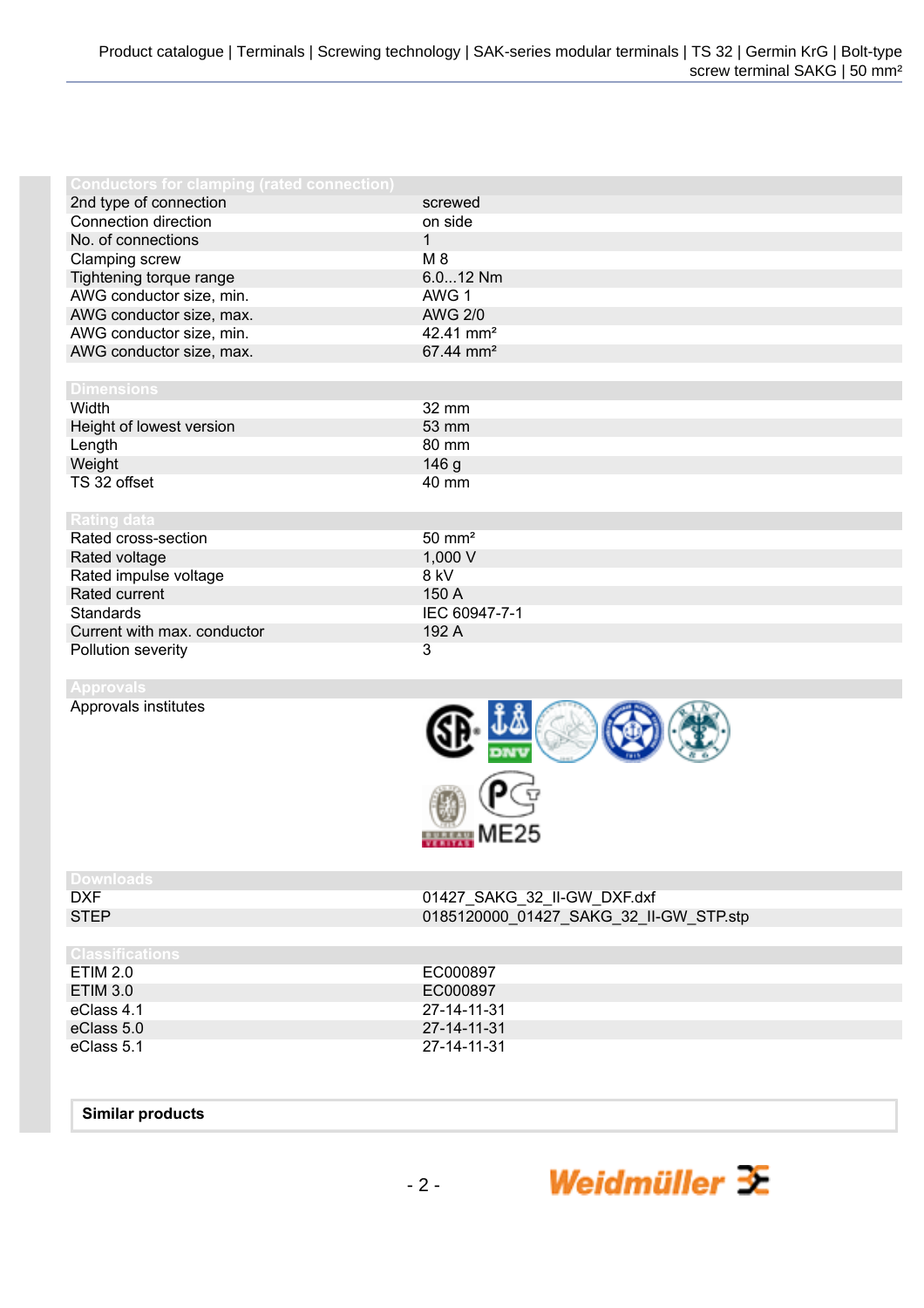## Conductors for clamping (rated connection)

| | |
|---|---|
| 2nd type of connection | screwed |
| Connection direction | on side |
| No. of connections | 1 |
| Clamping screw | M 8 |
| Tightening torque range | 6.0...12 Nm |
| AWG conductor size, min. | AWG 1 |
| AWG conductor size, max. | AWG 2/0 |
| AWG conductor size, min. | 42.41 mm² |
| AWG conductor size, max. | 67.44 mm² |

## Dimensions

| | |
|---|---|
| Width | 32 mm |
| Height of lowest version | 53 mm |
| Length | 80 mm |
| Weight | 146 g |
| TS 32 offset | 40 mm |

## Rating data

| | |
|---|---|
| Rated cross-section | 50 mm² |
| Rated voltage | 1,000 V |
| Rated impulse voltage | 8 kV |
| Rated current | 150 A |
| Standards | IEC 60947-7-1 |
| Current with max. conductor | 192 A |
| Pollution severity | 3 |

## Approvals

| | |
|---|---|
| Approvals institutes | ME25 |

## Downloads

| | |
|---|---|
| DXF | 01427_SAKG_32_II-GW_DXF.dxf |
| STEP | 0185120000_01427_SAKG_32_II-GW_STP.stp |

## Classifications

| | |
|---|---|
| ETIM 2.0 | EC000897 |
| ETIM 3.0 | EC000897 |
| eClass 4.1 | 27-14-11-31 |
| eClass 5.0 | 27-14-11-31 |
| eClass 5.1 | 27-14-11-31 |

**Similar products**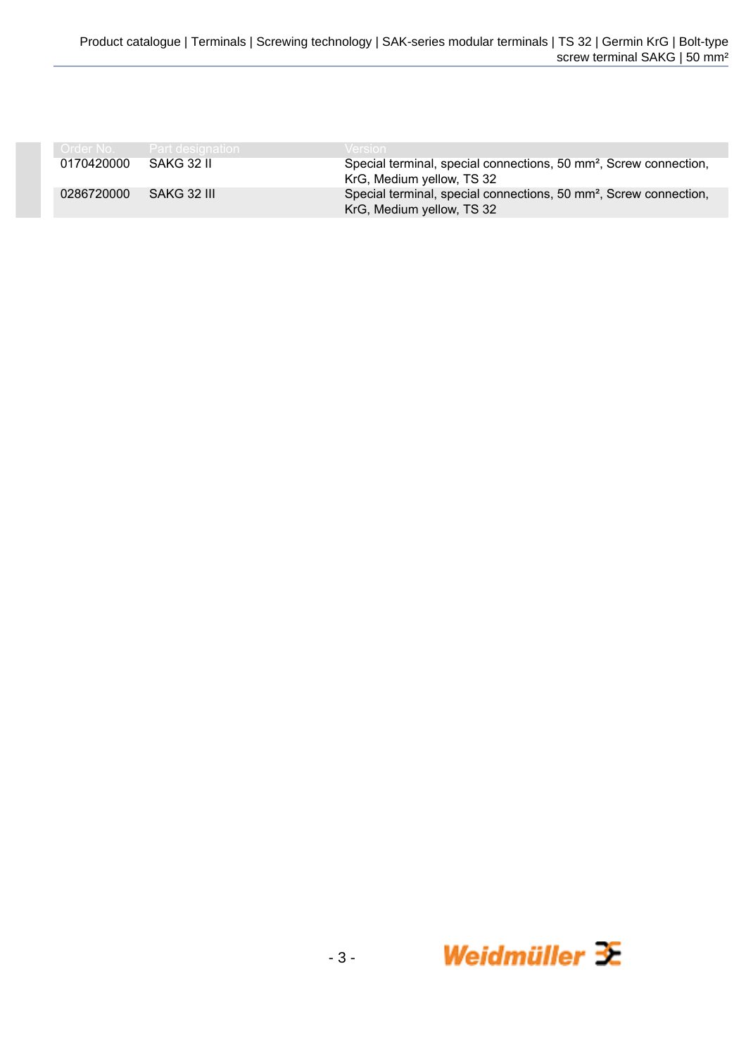| Order No. | Part designation | Version |
|---|---|---|
| 0170420000 | SAKG 32 II | Special terminal, special connections, 50 mm², Screw connection, KrG, Medium yellow, TS 32 |
| 0286720000 | SAKG 32 III | Special terminal, special connections, 50 mm², Screw connection, KrG, Medium yellow, TS 32 |